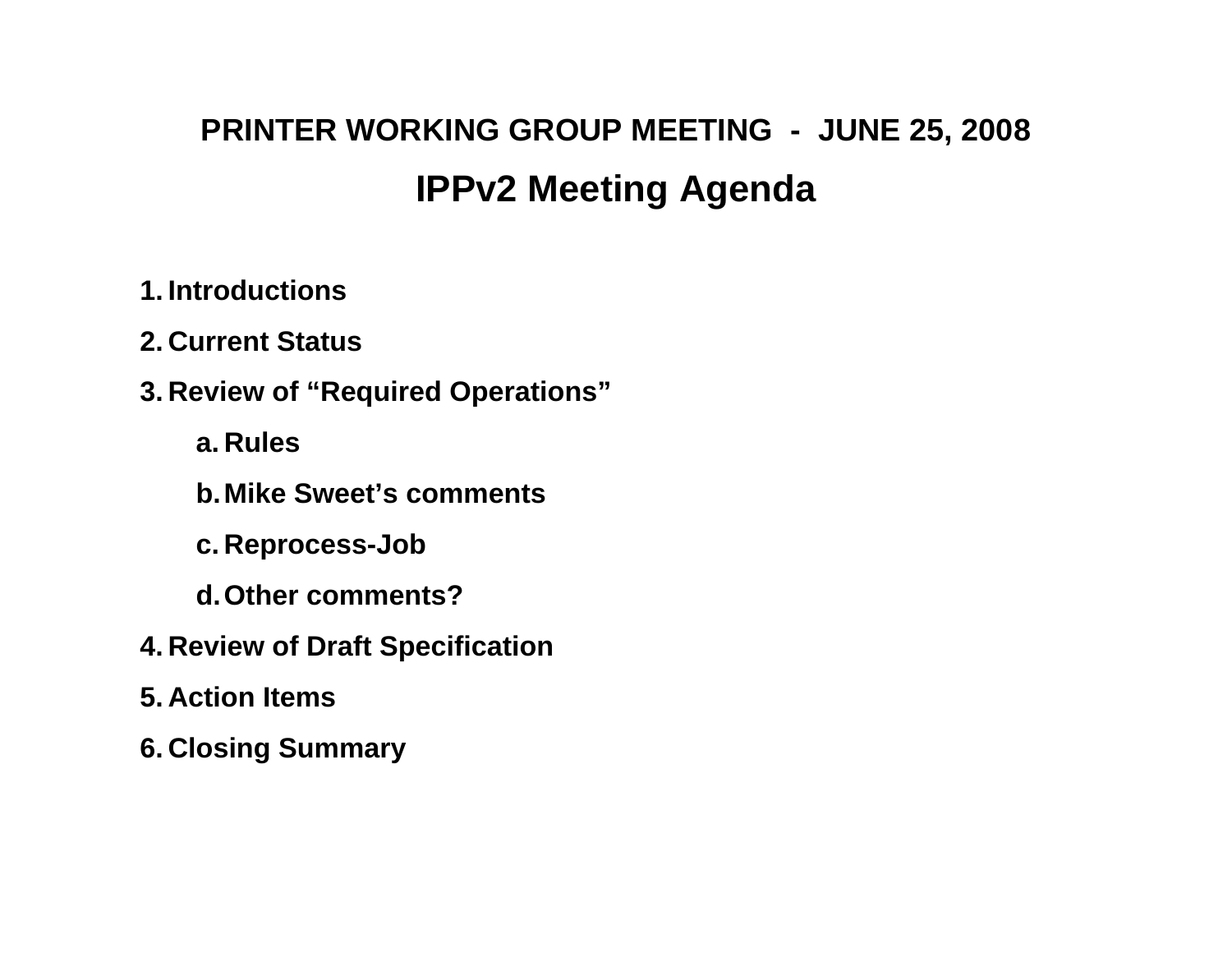# PRINTER WORKING GROUP MEETING - JUNE 25, 2008

## IPPv2 Meeting Agenda

1. **Introductions**
2. **Current Status**
3. **Review of "Required Operations"**
   a. **Rules**
   b. **Mike Sweet's comments**
   c. **Reprocess-Job**
   d. **Other comments?**
4. **Review of Draft Specification**
5. **Action Items**
6. **Closing Summary**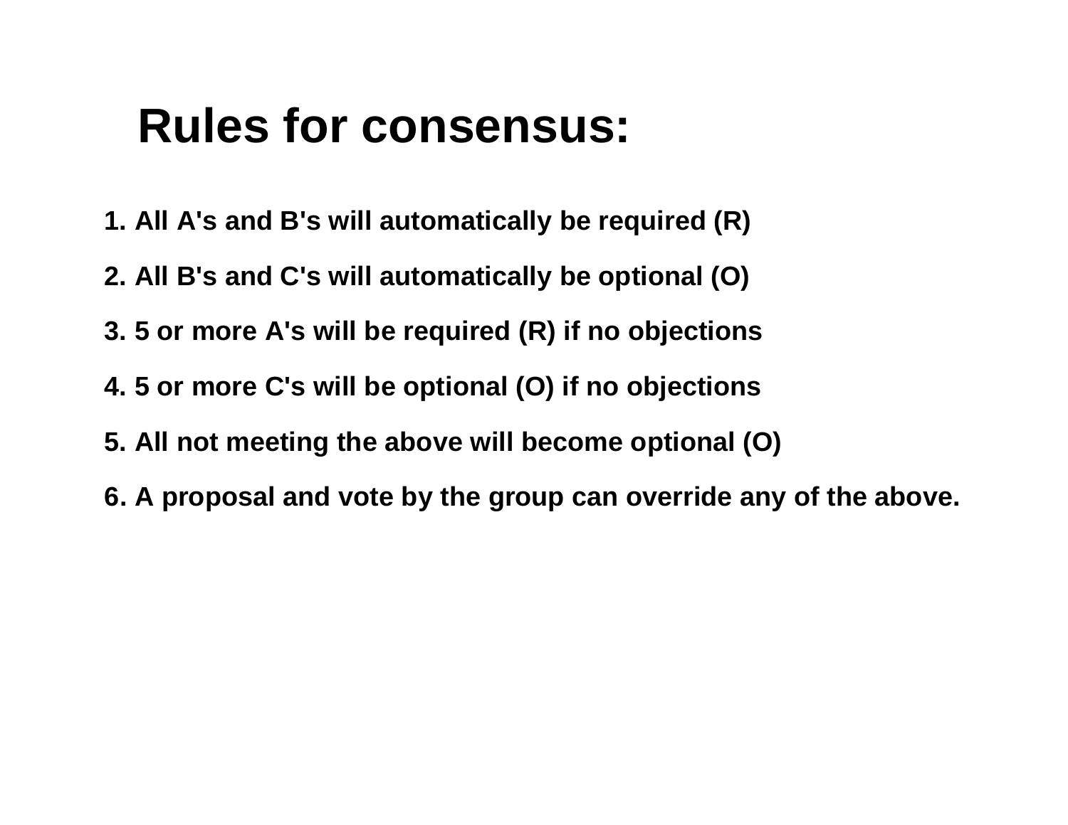# Rules for consensus:

1. All A's and B's will automatically be required (R)
2. All B's and C's will automatically be optional (O)
3. 5 or more A's will be required (R) if no objections
4. 5 or more C's will be optional (O) if no objections
5. All not meeting the above will become optional (O)
6. A proposal and vote by the group can override any of the above.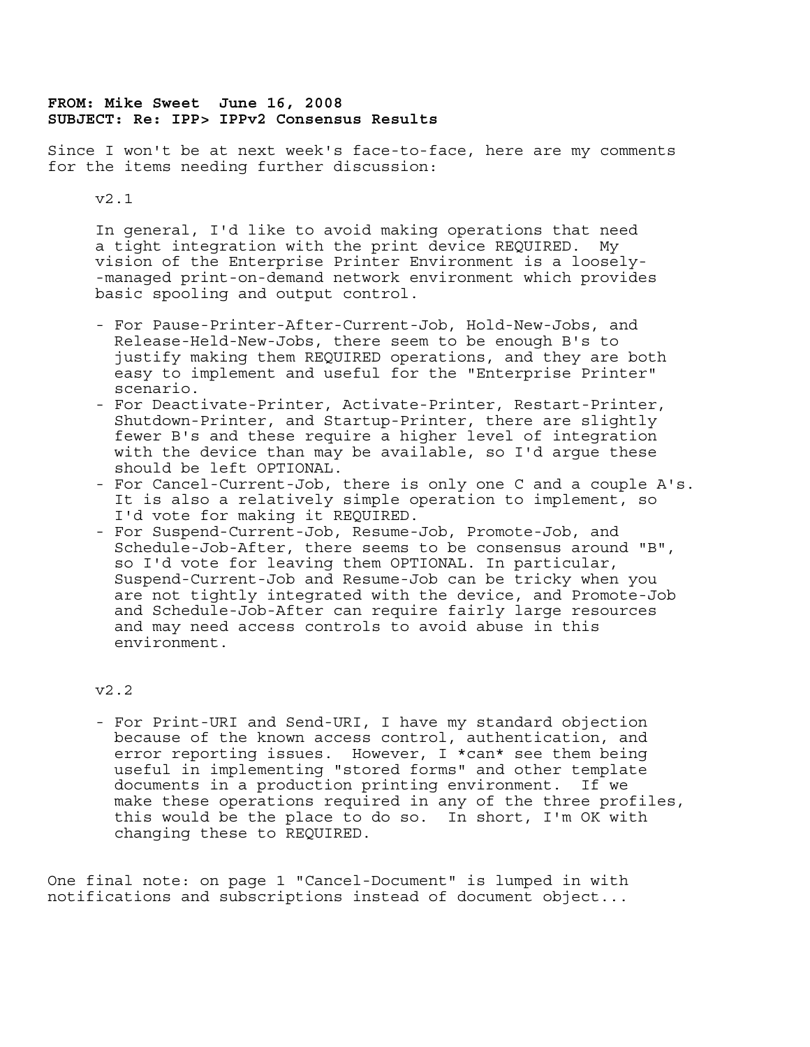**FROM: Mike Sweet June 16, 2008**
**SUBJECT: Re: IPP> IPPv2 Consensus Results**

Since I won't be at next week's face-to-face, here are my comments for the items needing further discussion:

v2.1

In general, I'd like to avoid making operations that need a tight integration with the print device REQUIRED. My vision of the Enterprise Printer Environment is a loosely--managed print-on-demand network environment which provides basic spooling and output control.

- For Pause-Printer-After-Current-Job, Hold-New-Jobs, and Release-Held-New-Jobs, there seem to be enough B's to justify making them REQUIRED operations, and they are both easy to implement and useful for the "Enterprise Printer" scenario.
- For Deactivate-Printer, Activate-Printer, Restart-Printer, Shutdown-Printer, and Startup-Printer, there are slightly fewer B's and these require a higher level of integration with the device than may be available, so I'd argue these should be left OPTIONAL.
- For Cancel-Current-Job, there is only one C and a couple A's. It is also a relatively simple operation to implement, so I'd vote for making it REQUIRED.
- For Suspend-Current-Job, Resume-Job, Promote-Job, and Schedule-Job-After, there seems to be consensus around "B", so I'd vote for leaving them OPTIONAL. In particular, Suspend-Current-Job and Resume-Job can be tricky when you are not tightly integrated with the device, and Promote-Job and Schedule-Job-After can require fairly large resources and may need access controls to avoid abuse in this environment.

v2.2

- For Print-URI and Send-URI, I have my standard objection because of the known access control, authentication, and error reporting issues. However, I *can* see them being useful in implementing "stored forms" and other template documents in a production printing environment. If we make these operations required in any of the three profiles, this would be the place to do so. In short, I'm OK with changing these to REQUIRED.

One final note: on page 1 "Cancel-Document" is lumped in with notifications and subscriptions instead of document object...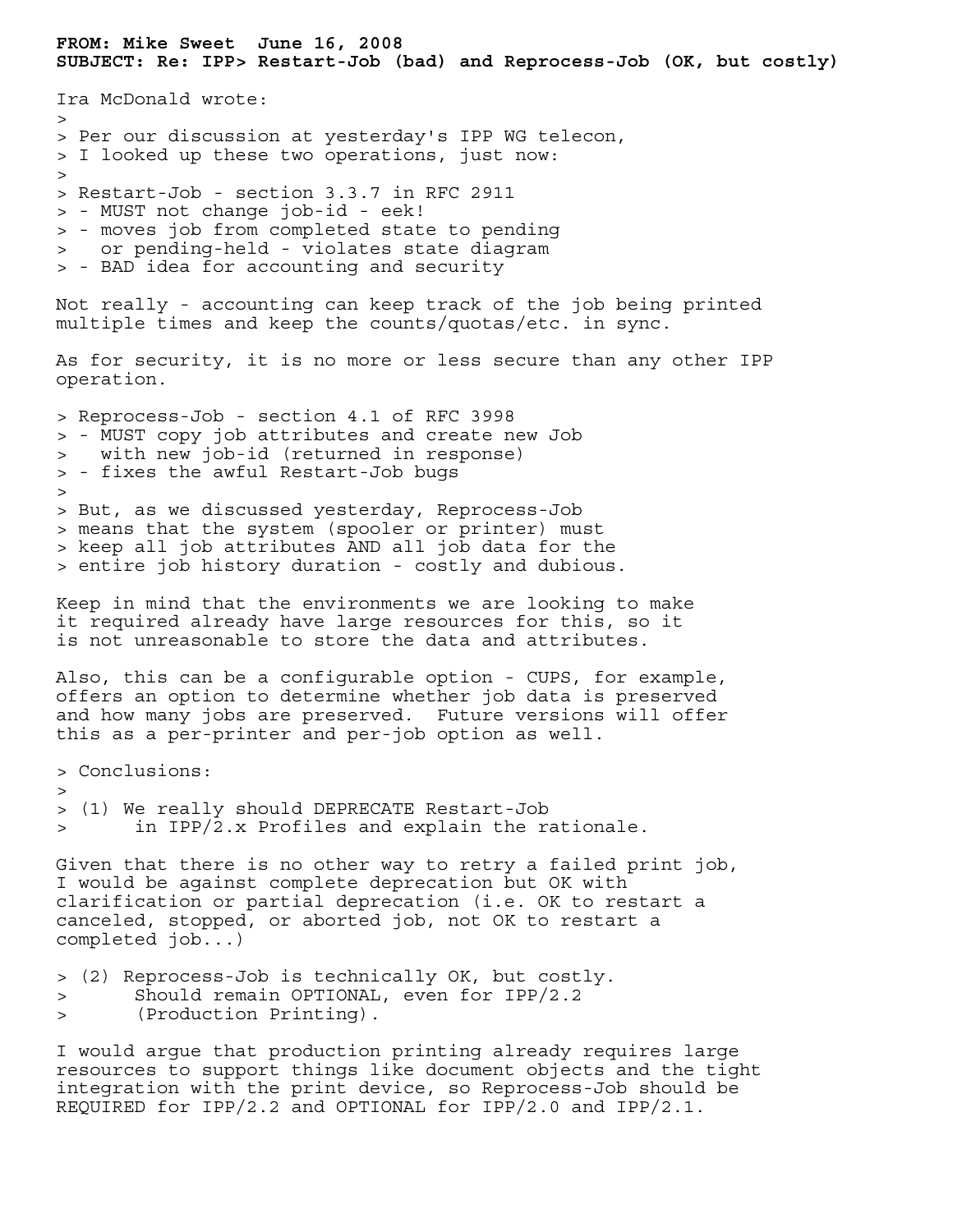**FROM: Mike Sweet  June 16, 2008**
**SUBJECT: Re: IPP> Restart-Job (bad) and Reprocess-Job (OK, but costly)**

Ira McDonald wrote:

> Per our discussion at yesterday's IPP WG telecon,
> I looked up these two operations, just now:
>
> Restart-Job - section 3.3.7 in RFC 2911
> - MUST not change job-id - eek!
> - moves job from completed state to pending
>   or pending-held - violates state diagram
> - BAD idea for accounting and security

Not really - accounting can keep track of the job being printed multiple times and keep the counts/quotas/etc. in sync.

As for security, it is no more or less secure than any other IPP operation.

> Reprocess-Job - section 4.1 of RFC 3998
> - MUST copy job attributes and create new Job
>   with new job-id (returned in response)
> - fixes the awful Restart-Job bugs
>
> But, as we discussed yesterday, Reprocess-Job
> means that the system (spooler or printer) must
> keep all job attributes AND all job data for the
> entire job history duration - costly and dubious.

Keep in mind that the environments we are looking to make it required already have large resources for this, so it is not unreasonable to store the data and attributes.

Also, this can be a configurable option - CUPS, for example, offers an option to determine whether job data is preserved and how many jobs are preserved.  Future versions will offer this as a per-printer and per-job option as well.

> Conclusions:
>
> (1) We really should DEPRECATE Restart-Job
>      in IPP/2.x Profiles and explain the rationale.

Given that there is no other way to retry a failed print job, I would be against complete deprecation but OK with clarification or partial deprecation (i.e. OK to restart a canceled, stopped, or aborted job, not OK to restart a completed job...)

> (2) Reprocess-Job is technically OK, but costly.
>      Should remain OPTIONAL, even for IPP/2.2
>      (Production Printing).

I would argue that production printing already requires large resources to support things like document objects and the tight integration with the print device, so Reprocess-Job should be REQUIRED for IPP/2.2 and OPTIONAL for IPP/2.0 and IPP/2.1.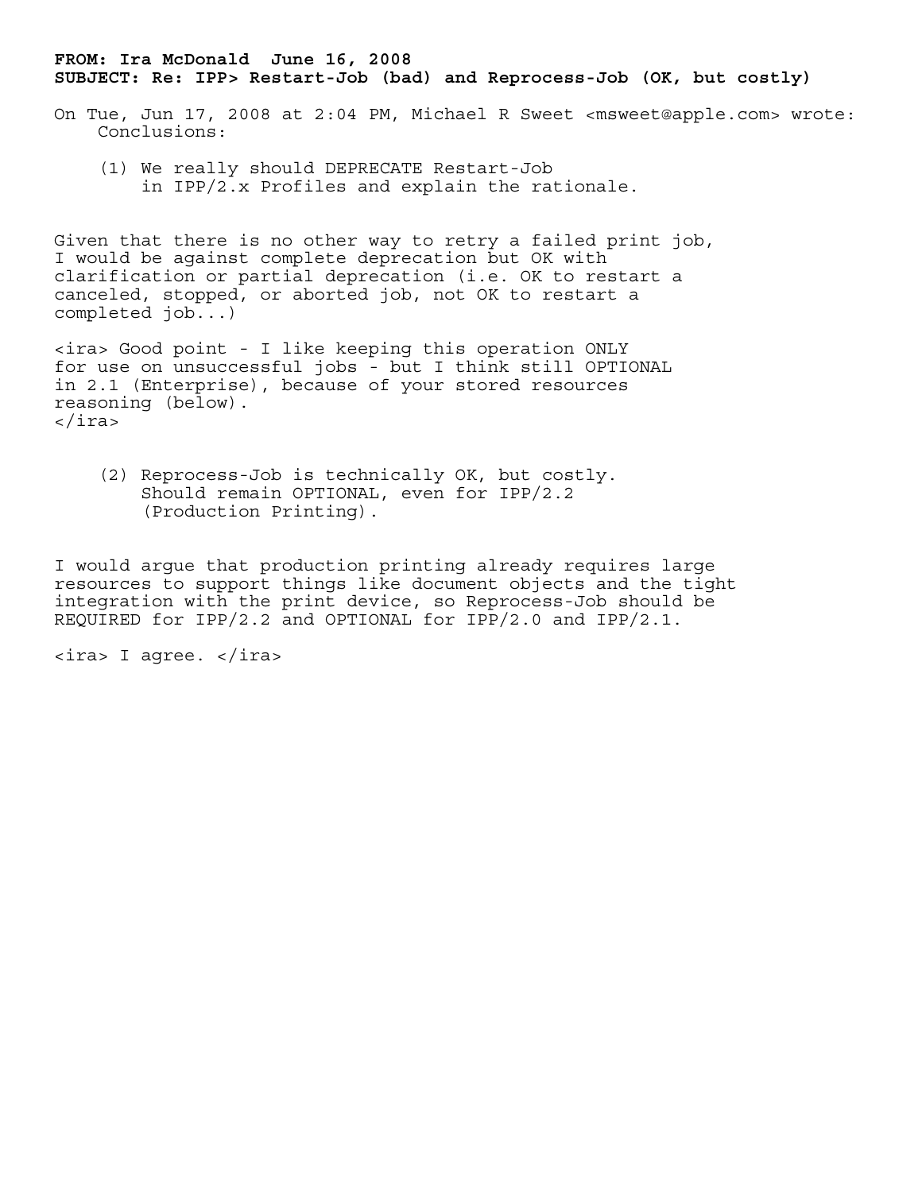**FROM: Ira McDonald June 16, 2008**
**SUBJECT: Re: IPP> Restart-Job (bad) and Reprocess-Job (OK, but costly)**

On Tue, Jun 17, 2008 at 2:04 PM, Michael R Sweet <msweet@apple.com> wrote:

> Conclusions:
>
> (1) We really should DEPRECATE Restart-Job in IPP/2.x Profiles and explain the rationale.

Given that there is no other way to retry a failed print job, I would be against complete deprecation but OK with clarification or partial deprecation (i.e. OK to restart a canceled, stopped, or aborted job, not OK to restart a completed job...)

<ira> Good point - I like keeping this operation ONLY for use on unsuccessful jobs - but I think still OPTIONAL in 2.1 (Enterprise), because of your stored resources reasoning (below).
</ira>

> (2) Reprocess-Job is technically OK, but costly. Should remain OPTIONAL, even for IPP/2.2 (Production Printing).

I would argue that production printing already requires large resources to support things like document objects and the tight integration with the print device, so Reprocess-Job should be REQUIRED for IPP/2.2 and OPTIONAL for IPP/2.0 and IPP/2.1.

<ira> I agree. </ira>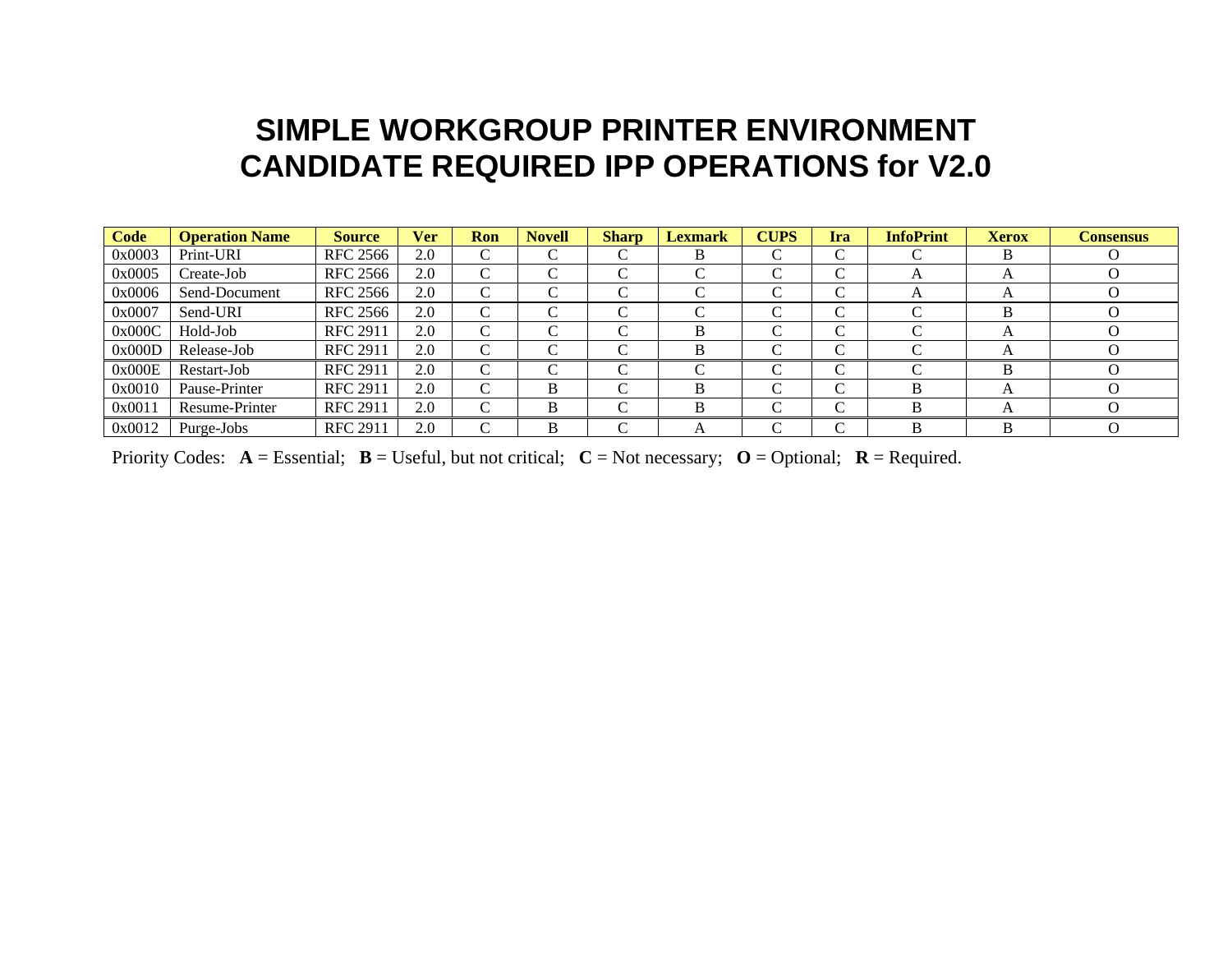# SIMPLE WORKGROUP PRINTER ENVIRONMENT CANDIDATE REQUIRED IPP OPERATIONS for V2.0

| Code | Operation Name | Source | Ver | Ron | Novell | Sharp | Lexmark | CUPS | Ira | InfoPrint | Xerox | Consensus |
|---|---|---|---|---|---|---|---|---|---|---|---|---|
| 0x0003 | Print-URI | RFC 2566 | 2.0 | C | C | C | B | C | C | C | B | O |
| 0x0005 | Create-Job | RFC 2566 | 2.0 | C | C | C | C | C | C | A | A | O |
| 0x0006 | Send-Document | RFC 2566 | 2.0 | C | C | C | C | C | C | A | A | O |
| 0x0007 | Send-URI | RFC 2566 | 2.0 | C | C | C | C | C | C | C | B | O |
| 0x000C | Hold-Job | RFC 2911 | 2.0 | C | C | C | B | C | C | C | A | O |
| 0x000D | Release-Job | RFC 2911 | 2.0 | C | C | C | B | C | C | C | A | O |
| 0x000E | Restart-Job | RFC 2911 | 2.0 | C | C | C | C | C | C | C | B | O |
| 0x0010 | Pause-Printer | RFC 2911 | 2.0 | C | B | C | B | C | C | B | A | O |
| 0x0011 | Resume-Printer | RFC 2911 | 2.0 | C | B | C | B | C | C | B | A | O |
| 0x0012 | Purge-Jobs | RFC 2911 | 2.0 | C | B | C | A | C | C | B | B | O |

Priority Codes: **A** = Essential; **B** = Useful, but not critical; **C** = Not necessary; **O** = Optional; **R** = Required.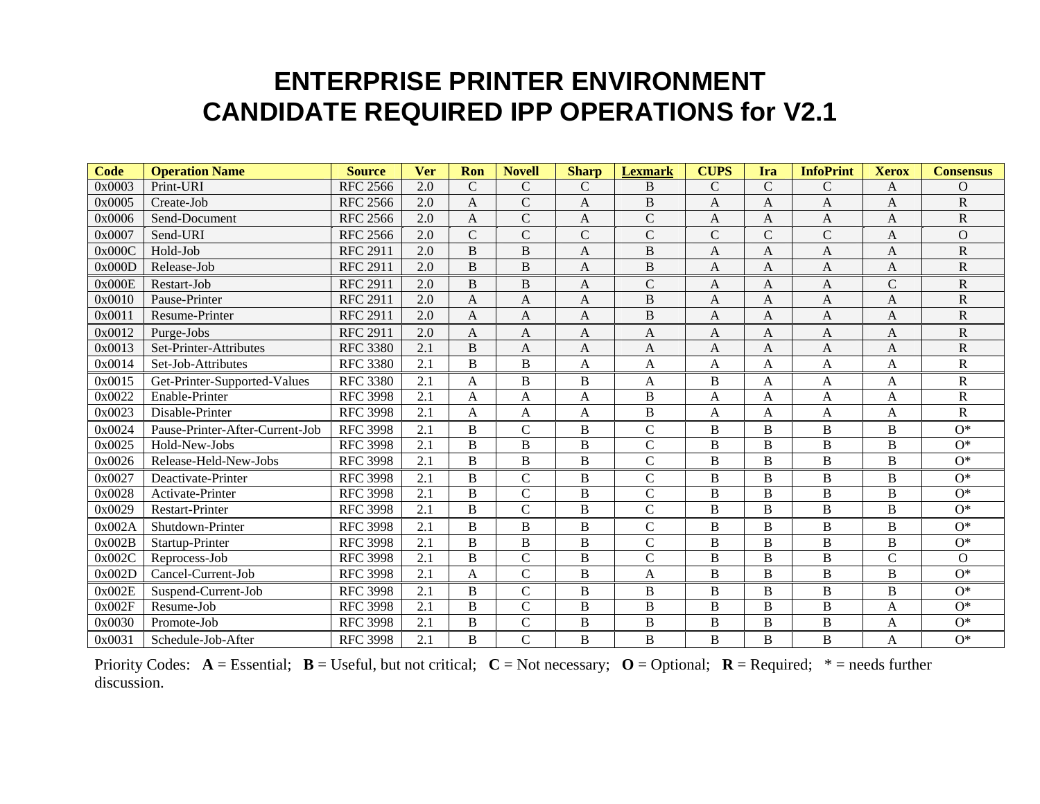# ENTERPRISE PRINTER ENVIRONMENT
# CANDIDATE REQUIRED IPP OPERATIONS for V2.1

| Code | Operation Name | Source | Ver | Ron | Novell | Sharp | Lexmark | CUPS | Ira | InfoPrint | Xerox | Consensus |
|---|---|---|---|---|---|---|---|---|---|---|---|---|
| 0x0003 | Print-URI | RFC 2566 | 2.0 | C | C | C | B | C | C | C | A | O |
| 0x0005 | Create-Job | RFC 2566 | 2.0 | A | C | A | B | A | A | A | A | R |
| 0x0006 | Send-Document | RFC 2566 | 2.0 | A | C | A | C | A | A | A | A | R |
| 0x0007 | Send-URI | RFC 2566 | 2.0 | C | C | C | C | C | C | C | A | O |
| 0x000C | Hold-Job | RFC 2911 | 2.0 | B | B | A | B | A | A | A | A | R |
| 0x000D | Release-Job | RFC 2911 | 2.0 | B | B | A | B | A | A | A | A | R |
| 0x000E | Restart-Job | RFC 2911 | 2.0 | B | B | A | C | A | A | A | C | R |
| 0x0010 | Pause-Printer | RFC 2911 | 2.0 | A | A | A | B | A | A | A | A | R |
| 0x0011 | Resume-Printer | RFC 2911 | 2.0 | A | A | A | B | A | A | A | A | R |
| 0x0012 | Purge-Jobs | RFC 2911 | 2.0 | A | A | A | A | A | A | A | A | R |
| 0x0013 | Set-Printer-Attributes | RFC 3380 | 2.1 | B | A | A | A | A | A | A | A | R |
| 0x0014 | Set-Job-Attributes | RFC 3380 | 2.1 | B | B | A | A | A | A | A | A | R |
| 0x0015 | Get-Printer-Supported-Values | RFC 3380 | 2.1 | A | B | B | A | B | A | A | A | R |
| 0x0022 | Enable-Printer | RFC 3998 | 2.1 | A | A | A | B | A | A | A | A | R |
| 0x0023 | Disable-Printer | RFC 3998 | 2.1 | A | A | A | B | A | A | A | A | R |
| 0x0024 | Pause-Printer-After-Current-Job | RFC 3998 | 2.1 | B | C | B | C | B | B | B | B | O* |
| 0x0025 | Hold-New-Jobs | RFC 3998 | 2.1 | B | B | B | C | B | B | B | B | O* |
| 0x0026 | Release-Held-New-Jobs | RFC 3998 | 2.1 | B | B | B | C | B | B | B | B | O* |
| 0x0027 | Deactivate-Printer | RFC 3998 | 2.1 | B | C | B | C | B | B | B | B | O* |
| 0x0028 | Activate-Printer | RFC 3998 | 2.1 | B | C | B | C | B | B | B | B | O* |
| 0x0029 | Restart-Printer | RFC 3998 | 2.1 | B | C | B | C | B | B | B | B | O* |
| 0x002A | Shutdown-Printer | RFC 3998 | 2.1 | B | B | B | C | B | B | B | B | O* |
| 0x002B | Startup-Printer | RFC 3998 | 2.1 | B | B | B | C | B | B | B | B | O* |
| 0x002C | Reprocess-Job | RFC 3998 | 2.1 | B | C | B | C | B | B | B | C | O |
| 0x002D | Cancel-Current-Job | RFC 3998 | 2.1 | A | C | B | A | B | B | B | B | O* |
| 0x002E | Suspend-Current-Job | RFC 3998 | 2.1 | B | C | B | B | B | B | B | B | O* |
| 0x002F | Resume-Job | RFC 3998 | 2.1 | B | C | B | B | B | B | B | A | O* |
| 0x0030 | Promote-Job | RFC 3998 | 2.1 | B | C | B | B | B | B | B | A | O* |
| 0x0031 | Schedule-Job-After | RFC 3998 | 2.1 | B | C | B | B | B | B | B | A | O* |

Priority Codes: **A** = Essential; **B** = Useful, but not critical; **C** = Not necessary; **O** = Optional; **R** = Required; * = needs further discussion.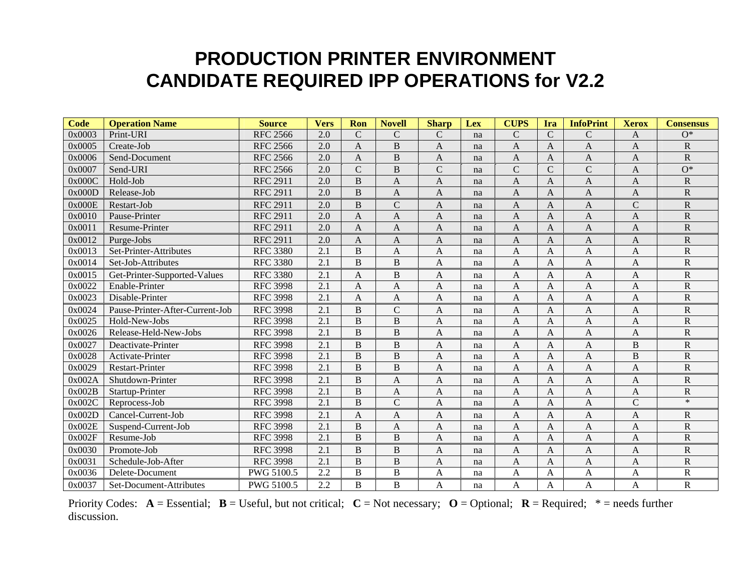# PRODUCTION PRINTER ENVIRONMENT
# CANDIDATE REQUIRED IPP OPERATIONS for V2.2

| Code | Operation Name | Source | Vers | Ron | Novell | Sharp | Lex | CUPS | Ira | InfoPrint | Xerox | Consensus |
|---|---|---|---|---|---|---|---|---|---|---|---|---|
| 0x0003 | Print-URI | RFC 2566 | 2.0 | C | C | C | na | C | C | C | A | O* |
| 0x0005 | Create-Job | RFC 2566 | 2.0 | A | B | A | na | A | A | A | A | R |
| 0x0006 | Send-Document | RFC 2566 | 2.0 | A | B | A | na | A | A | A | A | R |
| 0x0007 | Send-URI | RFC 2566 | 2.0 | C | B | C | na | C | C | C | A | O* |
| 0x000C | Hold-Job | RFC 2911 | 2.0 | B | A | A | na | A | A | A | A | R |
| 0x000D | Release-Job | RFC 2911 | 2.0 | B | A | A | na | A | A | A | A | R |
| 0x000E | Restart-Job | RFC 2911 | 2.0 | B | C | A | na | A | A | A | C | R |
| 0x0010 | Pause-Printer | RFC 2911 | 2.0 | A | A | A | na | A | A | A | A | R |
| 0x0011 | Resume-Printer | RFC 2911 | 2.0 | A | A | A | na | A | A | A | A | R |
| 0x0012 | Purge-Jobs | RFC 2911 | 2.0 | A | A | A | na | A | A | A | A | R |
| 0x0013 | Set-Printer-Attributes | RFC 3380 | 2.1 | B | A | A | na | A | A | A | A | R |
| 0x0014 | Set-Job-Attributes | RFC 3380 | 2.1 | B | B | A | na | A | A | A | A | R |
| 0x0015 | Get-Printer-Supported-Values | RFC 3380 | 2.1 | A | B | A | na | A | A | A | A | R |
| 0x0022 | Enable-Printer | RFC 3998 | 2.1 | A | A | A | na | A | A | A | A | R |
| 0x0023 | Disable-Printer | RFC 3998 | 2.1 | A | A | A | na | A | A | A | A | R |
| 0x0024 | Pause-Printer-After-Current-Job | RFC 3998 | 2.1 | B | C | A | na | A | A | A | A | R |
| 0x0025 | Hold-New-Jobs | RFC 3998 | 2.1 | B | B | A | na | A | A | A | A | R |
| 0x0026 | Release-Held-New-Jobs | RFC 3998 | 2.1 | B | B | A | na | A | A | A | A | R |
| 0x0027 | Deactivate-Printer | RFC 3998 | 2.1 | B | B | A | na | A | A | A | B | R |
| 0x0028 | Activate-Printer | RFC 3998 | 2.1 | B | B | A | na | A | A | A | B | R |
| 0x0029 | Restart-Printer | RFC 3998 | 2.1 | B | B | A | na | A | A | A | A | R |
| 0x002A | Shutdown-Printer | RFC 3998 | 2.1 | B | A | A | na | A | A | A | A | R |
| 0x002B | Startup-Printer | RFC 3998 | 2.1 | B | A | A | na | A | A | A | A | R |
| 0x002C | Reprocess-Job | RFC 3998 | 2.1 | B | C | A | na | A | A | A | C | * |
| 0x002D | Cancel-Current-Job | RFC 3998 | 2.1 | A | A | A | na | A | A | A | A | R |
| 0x002E | Suspend-Current-Job | RFC 3998 | 2.1 | B | A | A | na | A | A | A | A | R |
| 0x002F | Resume-Job | RFC 3998 | 2.1 | B | B | A | na | A | A | A | A | R |
| 0x0030 | Promote-Job | RFC 3998 | 2.1 | B | B | A | na | A | A | A | A | R |
| 0x0031 | Schedule-Job-After | RFC 3998 | 2.1 | B | B | A | na | A | A | A | A | R |
| 0x0036 | Delete-Document | PWG 5100.5 | 2.2 | B | B | A | na | A | A | A | A | R |
| 0x0037 | Set-Document-Attributes | PWG 5100.5 | 2.2 | B | B | A | na | A | A | A | A | R |

Priority Codes: **A** = Essential; **B** = Useful, but not critical; **C** = Not necessary; **O** = Optional; **R** = Required; * = needs further discussion.